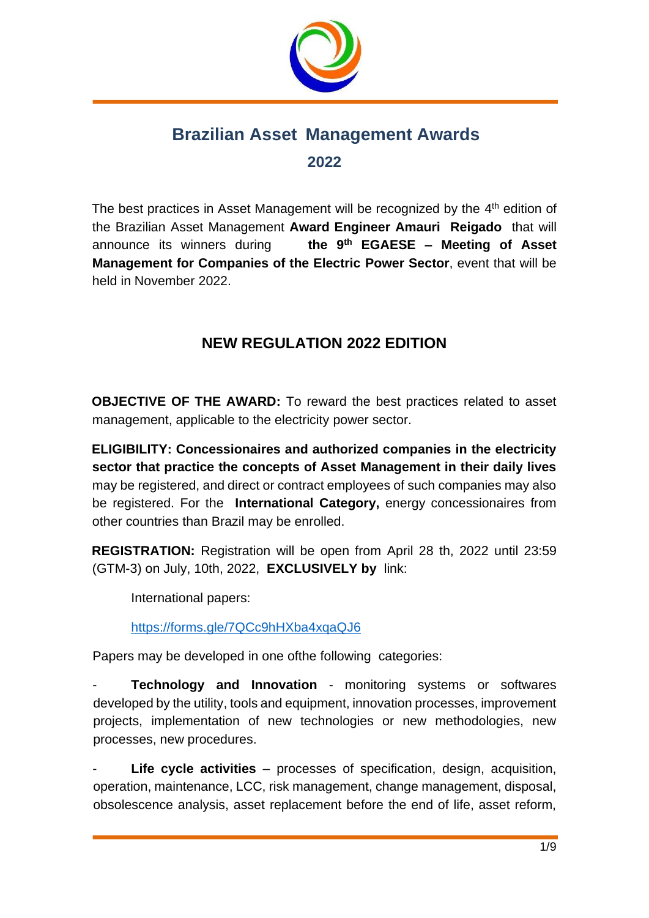# Brazilian Asset Management Awards

## 2022

The best practices in Asset Management will be recognized by the 4th edition of the Brazilian Asset Management **Award Engineer Amauri Reigado** that will announce its winners during **the 9th EGAESE – Meeting of Asset Management for Companies of the Electric Power Sector**, event that will be held in November 2022.

## NEW REGULATION 2022 EDITION

**OBJECTIVE OF THE AWARD:** To reward the best practices related to asset management, applicable to the electricity power sector.

**ELIGIBILITY: Concessionaires and authorized companies in the electricity sector that practice the concepts of Asset Management in their daily lives** may be registered, and direct or contract employees of such companies may also be registered. For the **International Category,** energy concessionaires from other countries than Brazil may be enrolled.

**REGISTRATION:** Registration will be open from April 28 th, 2022 until 23:59 (GTM-3) on July, 10th, 2022, **EXCLUSIVELY by** link:

International papers:

https://forms.gle/7QCc9hHXba4xqaQJ6

Papers may be developed in one ofthe following categories:

- **Technology and Innovation** - monitoring systems or softwares developed by the utility, tools and equipment, innovation processes, improvement projects, implementation of new technologies or new methodologies, new processes, new procedures.
- **Life cycle activities** – processes of specification, design, acquisition, operation, maintenance, LCC, risk management, change management, disposal, obsolescence analysis, asset replacement before the end of life, asset reform,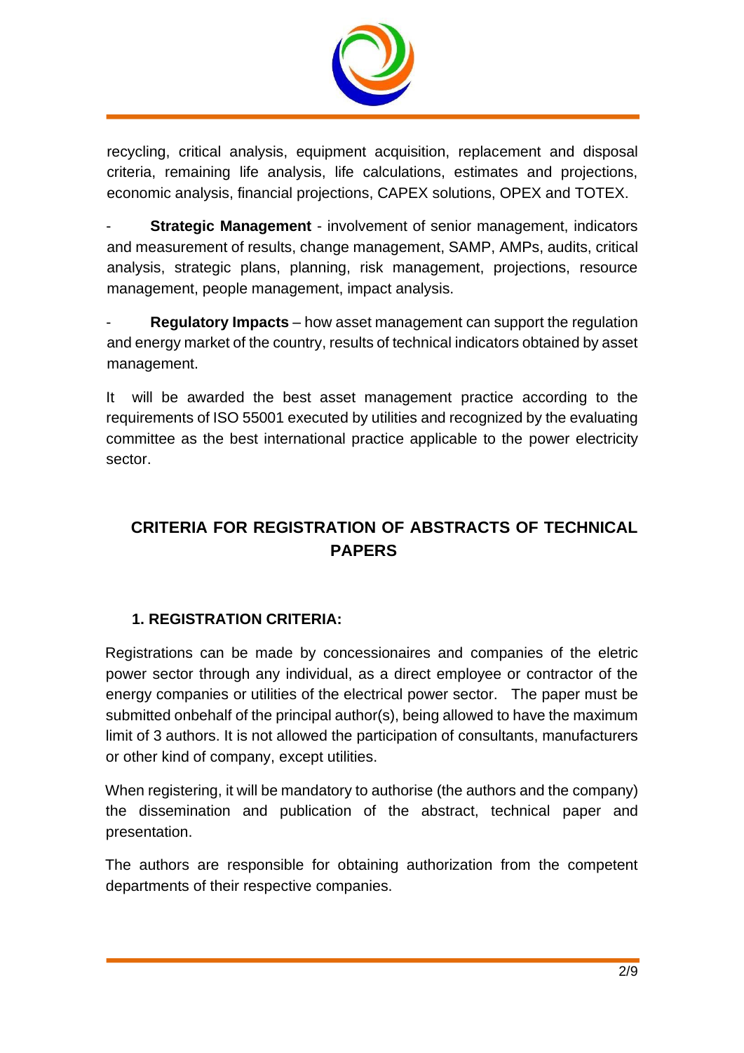recycling, critical analysis, equipment acquisition, replacement and disposal criteria, remaining life analysis, life calculations, estimates and projections, economic analysis, financial projections, CAPEX solutions, OPEX and TOTEX.

- **Strategic Management** - involvement of senior management, indicators and measurement of results, change management, SAMP, AMPs, audits, critical analysis, strategic plans, planning, risk management, projections, resource management, people management, impact analysis.

- **Regulatory Impacts** – how asset management can support the regulation and energy market of the country, results of technical indicators obtained by asset management.

It will be awarded the best asset management practice according to the requirements of ISO 55001 executed by utilities and recognized by the evaluating committee as the best international practice applicable to the power electricity sector.

## CRITERIA FOR REGISTRATION OF ABSTRACTS OF TECHNICAL PAPERS

### 1. REGISTRATION CRITERIA:

Registrations can be made by concessionaires and companies of the eletric power sector through any individual, as a direct employee or contractor of the energy companies or utilities of the electrical power sector. The paper must be submitted onbehalf of the principal author(s), being allowed to have the maximum limit of 3 authors. It is not allowed the participation of consultants, manufacturers or other kind of company, except utilities.

When registering, it will be mandatory to authorise (the authors and the company) the dissemination and publication of the abstract, technical paper and presentation.

The authors are responsible for obtaining authorization from the competent departments of their respective companies.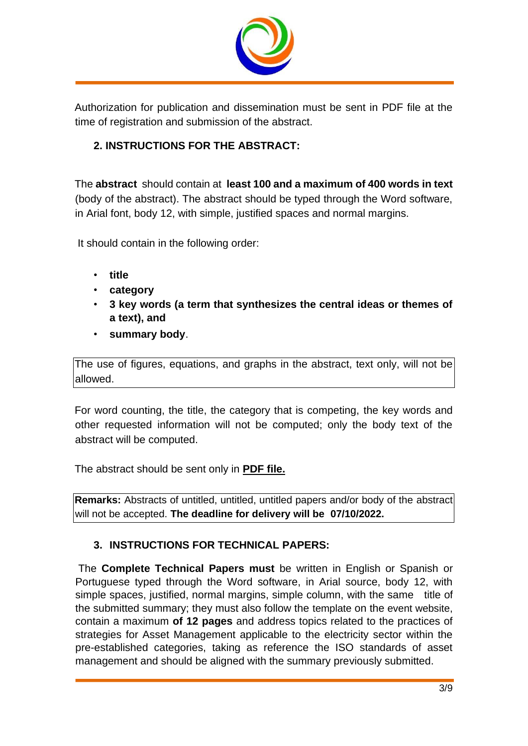Authorization for publication and dissemination must be sent in PDF file at the time of registration and submission of the abstract.

## 2. INSTRUCTIONS FOR THE ABSTRACT:

The **abstract** should contain at **least 100 and a maximum of 400 words in text** (body of the abstract). The abstract should be typed through the Word software, in Arial font, body 12, with simple, justified spaces and normal margins.

It should contain in the following order:

- **title**
- **category**
- **3 key words (a term that synthesizes the central ideas or themes of a text), and**
- **summary body**.

The use of figures, equations, and graphs in the abstract, text only, will not be allowed.

For word counting, the title, the category that is competing, the key words and other requested information will not be computed; only the body text of the abstract will be computed.

The abstract should be sent only in **PDF file.**

**Remarks:** Abstracts of untitled, untitled, untitled papers and/or body of the abstract will not be accepted. **The deadline for delivery will be 07/10/2022.**

## 3. INSTRUCTIONS FOR TECHNICAL PAPERS:

The **Complete Technical Papers must** be written in English or Spanish or Portuguese typed through the Word software, in Arial source, body 12, with simple spaces, justified, normal margins, simple column, with the same title of the submitted summary; they must also follow the template on the event website, contain a maximum **of 12 pages** and address topics related to the practices of strategies for Asset Management applicable to the electricity sector within the pre-established categories, taking as reference the ISO standards of asset management and should be aligned with the summary previously submitted.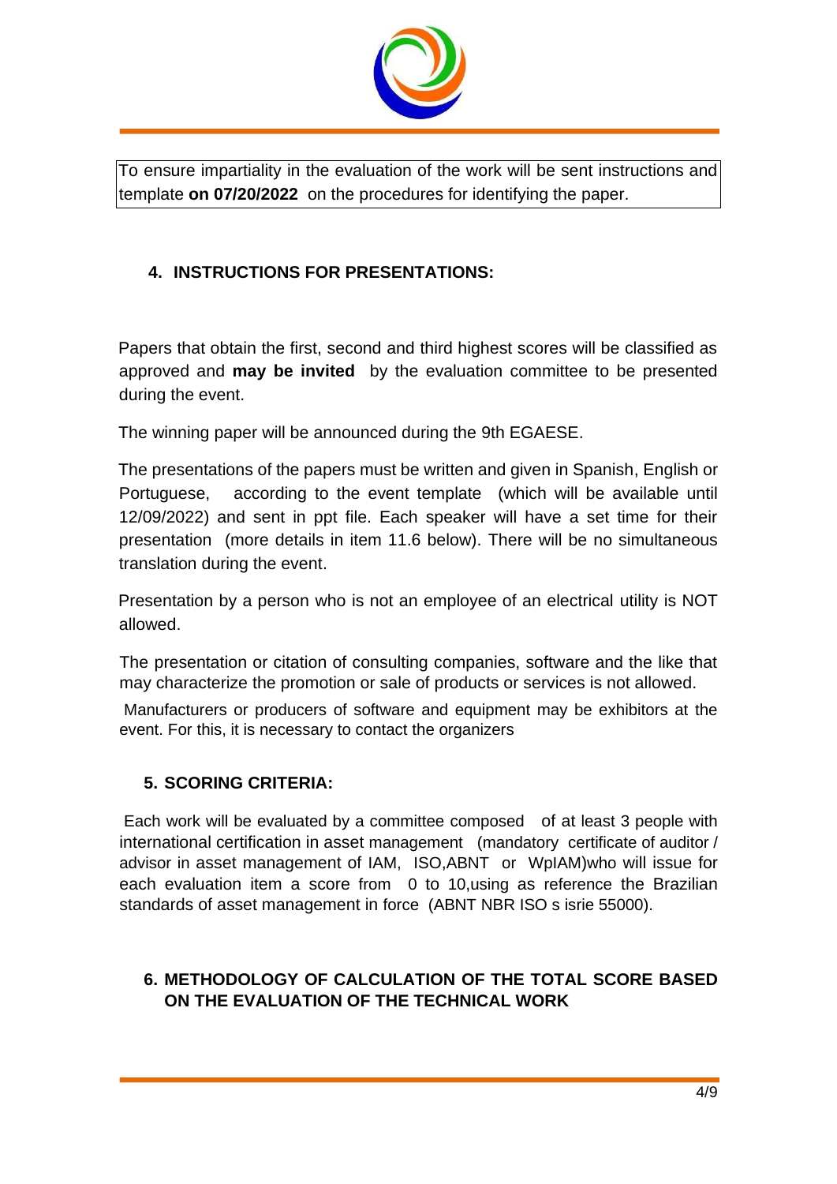To ensure impartiality in the evaluation of the work will be sent instructions and template **on 07/20/2022** on the procedures for identifying the paper.

## 4. INSTRUCTIONS FOR PRESENTATIONS:

Papers that obtain the first, second and third highest scores will be classified as approved and **may be invited** by the evaluation committee to be presented during the event.

The winning paper will be announced during the 9th EGAESE.

The presentations of the papers must be written and given in Spanish, English or Portuguese, according to the event template (which will be available until 12/09/2022) and sent in ppt file. Each speaker will have a set time for their presentation (more details in item 11.6 below). There will be no simultaneous translation during the event.

Presentation by a person who is not an employee of an electrical utility is NOT allowed.

The presentation or citation of consulting companies, software and the like that may characterize the promotion or sale of products or services is not allowed.

Manufacturers or producers of software and equipment may be exhibitors at the event. For this, it is necessary to contact the organizers

## 5. SCORING CRITERIA:

Each work will be evaluated by a committee composed of at least 3 people with international certification in asset management (mandatory certificate of auditor / advisor in asset management of IAM, ISO,ABNT or WpIAM)who will issue for each evaluation item a score from 0 to 10,using as reference the Brazilian standards of asset management in force (ABNT NBR ISO s isrie 55000).

## 6. METHODOLOGY OF CALCULATION OF THE TOTAL SCORE BASED ON THE EVALUATION OF THE TECHNICAL WORK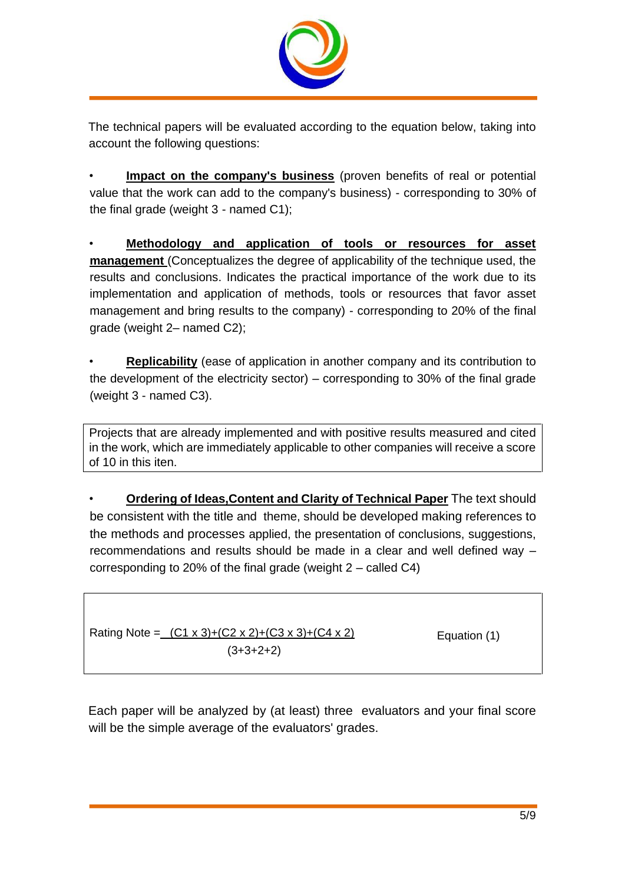The technical papers will be evaluated according to the equation below, taking into account the following questions:

- **Impact on the company's business** (proven benefits of real or potential value that the work can add to the company's business) - corresponding to 30% of the final grade (weight 3 - named C1);

- **Methodology and application of tools or resources for asset management** (Conceptualizes the degree of applicability of the technique used, the results and conclusions. Indicates the practical importance of the work due to its implementation and application of methods, tools or resources that favor asset management and bring results to the company) - corresponding to 20% of the final grade (weight 2– named C2);

- **Replicability** (ease of application in another company and its contribution to the development of the electricity sector) – corresponding to 30% of the final grade (weight 3 - named C3).

> Projects that are already implemented and with positive results measured and cited in the work, which are immediately applicable to other companies will receive a score of 10 in this iten.

- **Ordering of Ideas,Content and Clarity of Technical Paper** The text should be consistent with the title and theme, should be developed making references to the methods and processes applied, the presentation of conclusions, suggestions, recommendations and results should be made in a clear and well defined way – corresponding to 20% of the final grade (weight 2 – called C4)

$$\text{Rating Note} = \frac{(C1 \times 3)+(C2 \times 2)+(C3 \times 3)+(C4 \times 2)}{(3+3+2+2)} \qquad \text{Equation (1)}$$

Each paper will be analyzed by (at least) three evaluators and your final score will be the simple average of the evaluators' grades.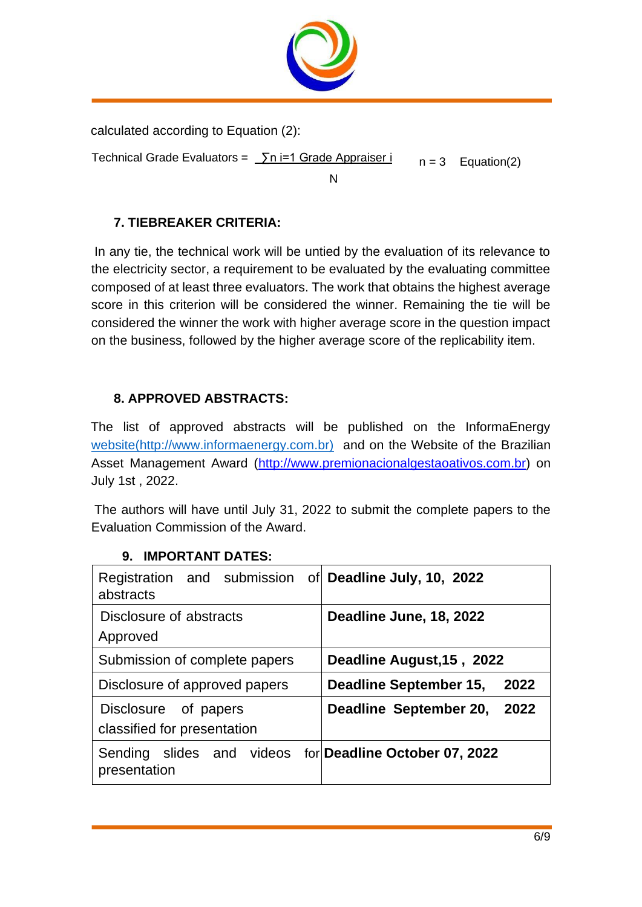calculated according to Equation (2):

$$\text{Technical Grade Evaluators} = \frac{\sum_{i=1}^{n} \text{Grade Appraiser } i}{N} \quad n = 3 \quad \text{Equation(2)}$$

### 7. TIEBREAKER CRITERIA:

In any tie, the technical work will be untied by the evaluation of its relevance to the electricity sector, a requirement to be evaluated by the evaluating committee composed of at least three evaluators. The work that obtains the highest average score in this criterion will be considered the winner. Remaining the tie will be considered the winner the work with higher average score in the question impact on the business, followed by the higher average score of the replicability item.

### 8. APPROVED ABSTRACTS:

The list of approved abstracts will be published on the InformaEnergy website(http://www.informaenergy.com.br) and on the Website of the Brazilian Asset Management Award (http://www.premionacionalgestaoativos.com.br) on July 1st , 2022.

The authors will have until July 31, 2022 to submit the complete papers to the Evaluation Commission of the Award.

### 9. IMPORTANT DATES:

| Registration and submission of abstracts | **Deadline July, 10, 2022** |
|---|---|
| Disclosure of abstracts Approved | **Deadline June, 18, 2022** |
| Submission of complete papers | **Deadline August,15 , 2022** |
| Disclosure of approved papers | **Deadline September 15, 2022** |
| Disclosure of papers classified for presentation | **Deadline September 20, 2022** |
| Sending slides and videos for presentation | **Deadline October 07, 2022** |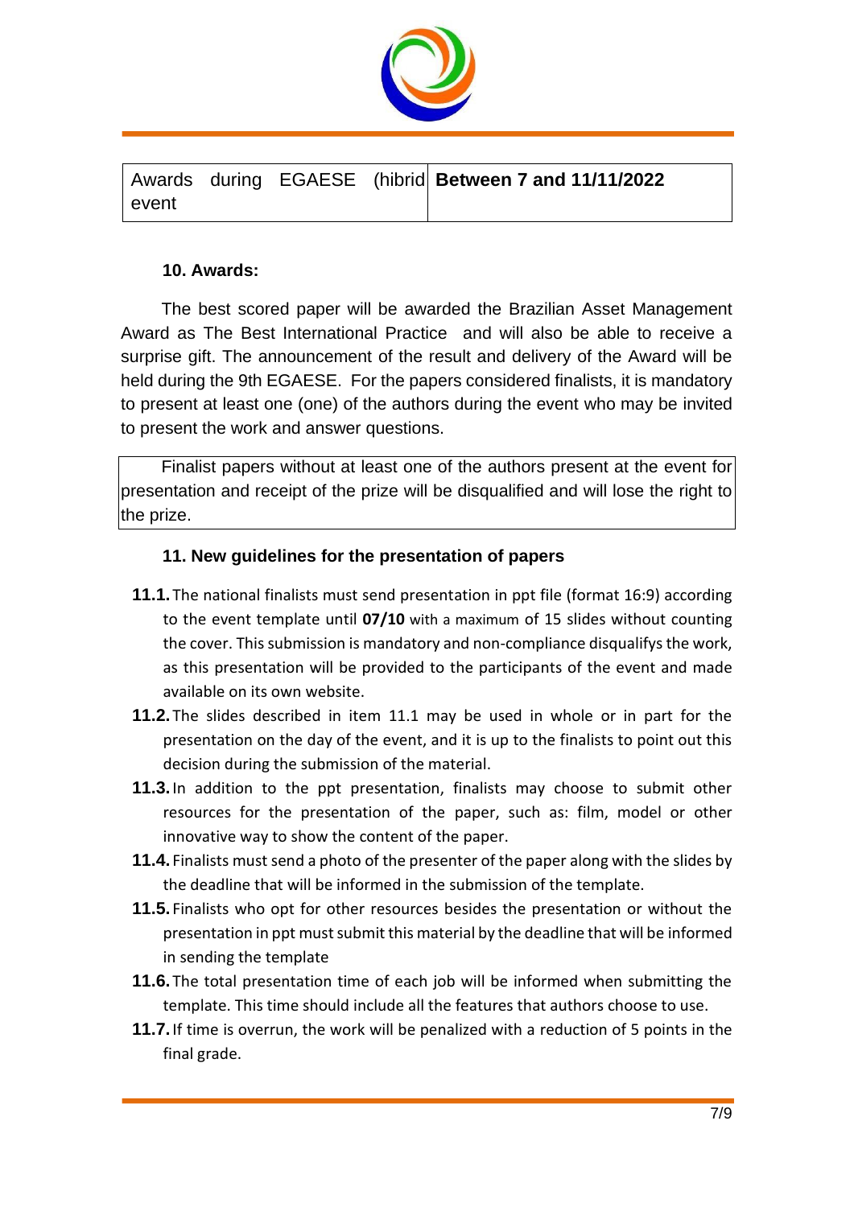| Awards during EGAESE (hibrid event | **Between 7 and 11/11/2022** |
|---|---|

### 10. Awards:

The best scored paper will be awarded the Brazilian Asset Management Award as The Best International Practice and will also be able to receive a surprise gift. The announcement of the result and delivery of the Award will be held during the 9th EGAESE. For the papers considered finalists, it is mandatory to present at least one (one) of the authors during the event who may be invited to present the work and answer questions.

Finalist papers without at least one of the authors present at the event for presentation and receipt of the prize will be disqualified and will lose the right to the prize.

### 11. New guidelines for the presentation of papers

- **11.1.** The national finalists must send presentation in ppt file (format 16:9) according to the event template until **07/10** with a maximum of 15 slides without counting the cover. This submission is mandatory and non-compliance disqualifys the work, as this presentation will be provided to the participants of the event and made available on its own website.
- **11.2.** The slides described in item 11.1 may be used in whole or in part for the presentation on the day of the event, and it is up to the finalists to point out this decision during the submission of the material.
- **11.3.** In addition to the ppt presentation, finalists may choose to submit other resources for the presentation of the paper, such as: film, model or other innovative way to show the content of the paper.
- **11.4.** Finalists must send a photo of the presenter of the paper along with the slides by the deadline that will be informed in the submission of the template.
- **11.5.** Finalists who opt for other resources besides the presentation or without the presentation in ppt must submit this material by the deadline that will be informed in sending the template
- **11.6.** The total presentation time of each job will be informed when submitting the template. This time should include all the features that authors choose to use.
- **11.7.** If time is overrun, the work will be penalized with a reduction of 5 points in the final grade.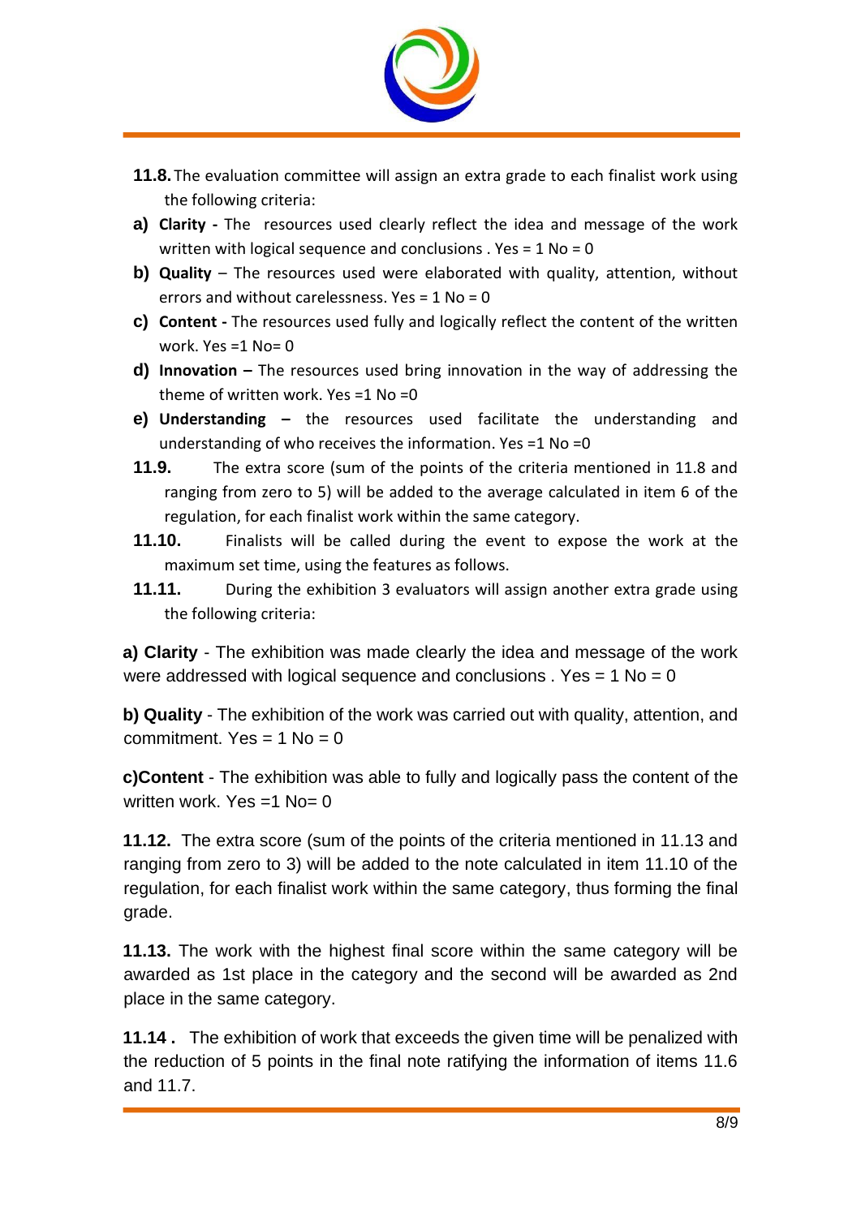**11.8.** The evaluation committee will assign an extra grade to each finalist work using the following criteria:

**a) Clarity -** The resources used clearly reflect the idea and message of the work written with logical sequence and conclusions . Yes = 1 No = 0

**b) Quality** – The resources used were elaborated with quality, attention, without errors and without carelessness. Yes = 1 No = 0

**c) Content -** The resources used fully and logically reflect the content of the written work. Yes =1 No= 0

**d) Innovation –** The resources used bring innovation in the way of addressing the theme of written work. Yes =1 No =0

**e) Understanding –** the resources used facilitate the understanding and understanding of who receives the information. Yes =1 No =0

**11.9.** The extra score (sum of the points of the criteria mentioned in 11.8 and ranging from zero to 5) will be added to the average calculated in item 6 of the regulation, for each finalist work within the same category.

**11.10.** Finalists will be called during the event to expose the work at the maximum set time, using the features as follows.

**11.11.** During the exhibition 3 evaluators will assign another extra grade using the following criteria:

**a) Clarity** - The exhibition was made clearly the idea and message of the work were addressed with logical sequence and conclusions . Yes = 1 No = 0

**b) Quality** - The exhibition of the work was carried out with quality, attention, and commitment. Yes = 1 No = 0

**c)Content** - The exhibition was able to fully and logically pass the content of the written work. Yes =1 No= 0

**11.12.** The extra score (sum of the points of the criteria mentioned in 11.13 and ranging from zero to 3) will be added to the note calculated in item 11.10 of the regulation, for each finalist work within the same category, thus forming the final grade.

**11.13.** The work with the highest final score within the same category will be awarded as 1st place in the category and the second will be awarded as 2nd place in the same category.

**11.14 .** The exhibition of work that exceeds the given time will be penalized with the reduction of 5 points in the final note ratifying the information of items 11.6 and 11.7.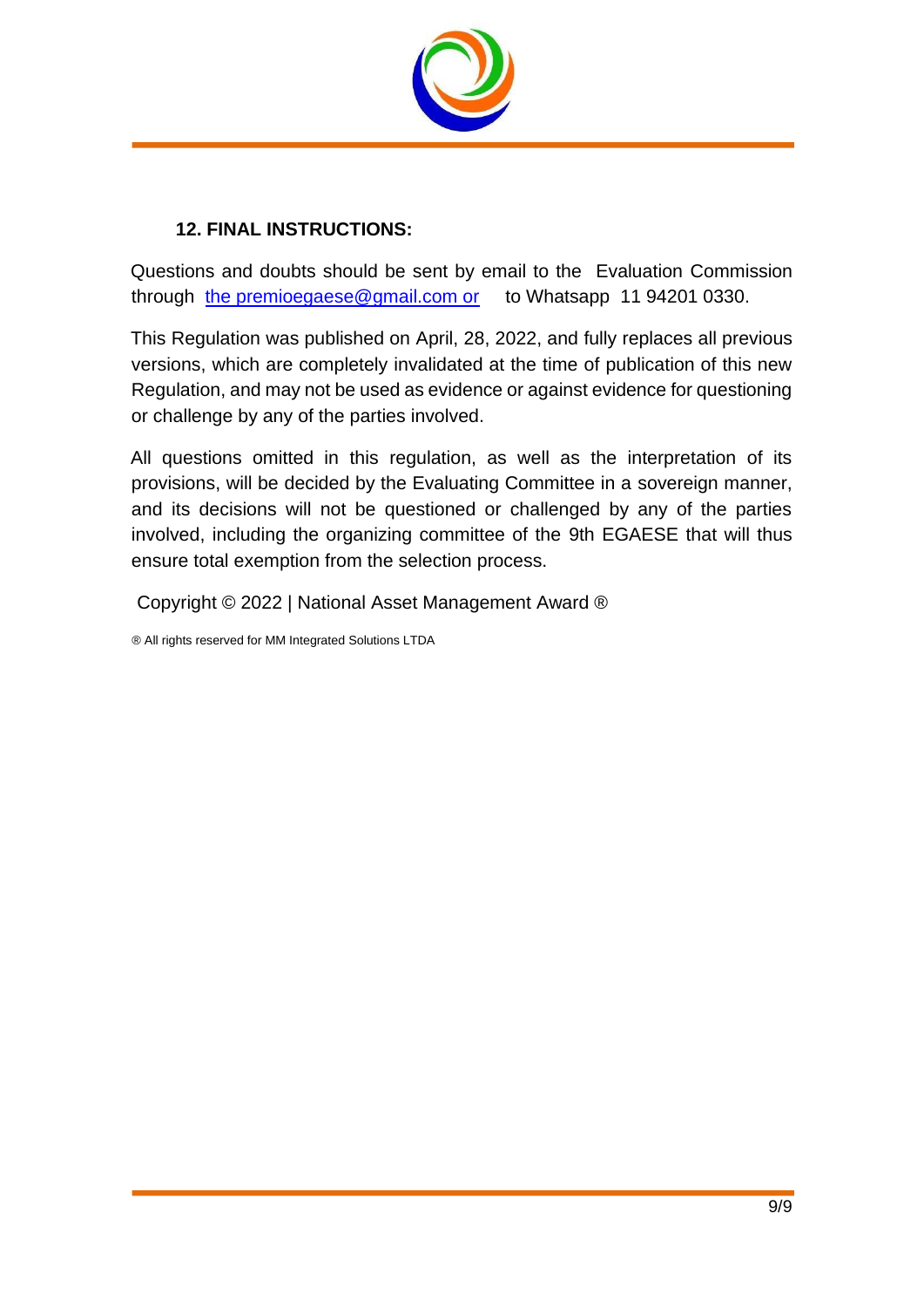## 12. FINAL INSTRUCTIONS:

Questions and doubts should be sent by email to the Evaluation Commission through the premioegaese@gmail.com or to Whatsapp 11 94201 0330.

This Regulation was published on April, 28, 2022, and fully replaces all previous versions, which are completely invalidated at the time of publication of this new Regulation, and may not be used as evidence or against evidence for questioning or challenge by any of the parties involved.

All questions omitted in this regulation, as well as the interpretation of its provisions, will be decided by the Evaluating Committee in a sovereign manner, and its decisions will not be questioned or challenged by any of the parties involved, including the organizing committee of the 9th EGAESE that will thus ensure total exemption from the selection process.

Copyright © 2022 | National Asset Management Award ®

® All rights reserved for MM Integrated Solutions LTDA